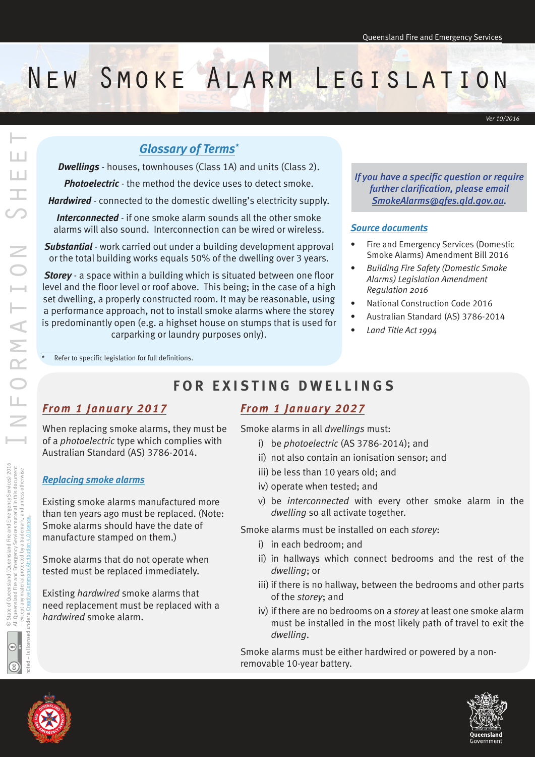Queensland Fire and Emergency Services

# New Smoke Alarm Legislation

*Ver 10/2016*

INFORMATION SHEET

## *Glossary of Terms**

***Dwellings*** - houses, townhouses (Class 1A) and units (Class 2).

***Photoelectric*** - the method the device uses to detect smoke.

***Hardwired*** - connected to the domestic dwelling's electricity supply.

***Interconnected*** - if one smoke alarm sounds all the other smoke alarms will also sound. Interconnection can be wired or wireless.

***Substantial*** - work carried out under a building development approval or the total building works equals 50% of the dwelling over 3 years.

***Storey*** - a space within a building which is situated between one floor level and the floor level or roof above. This being; in the case of a high set dwelling, a properly constructed room. It may be reasonable, using a performance approach, not to install smoke alarms where the storey is predominantly open (e.g. a highset house on stumps that is used for carparking or laundry purposes only).

\* Refer to specific legislation for full definitions.

*If you have a specific question or require further clarification, please email SmokeAlarms@qfes.qld.gov.au.*

### *Source documents*

- Fire and Emergency Services (Domestic Smoke Alarms) Amendment Bill 2016
- *Building Fire Safety (Domestic Smoke Alarms) Legislation Amendment Regulation 2016*
- National Construction Code 2016
- Australian Standard (AS) 3786-2014
- *Land Title Act 1994*

## FOR EXISTING DWELLINGS

### *From 1 January 2017*

When replacing smoke alarms, they must be of a *photoelectric* type which complies with Australian Standard (AS) 3786-2014.

#### *Replacing smoke alarms*

Existing smoke alarms manufactured more than ten years ago must be replaced. (Note: Smoke alarms should have the date of manufacture stamped on them.)

Smoke alarms that do not operate when tested must be replaced immediately.

Existing *hardwired* smoke alarms that need replacement must be replaced with a *hardwired* smoke alarm.

### *From 1 January 2027*

Smoke alarms in all *dwellings* must:

i) be *photoelectric* (AS 3786-2014); and
ii) not also contain an ionisation sensor; and
iii) be less than 10 years old; and
iv) operate when tested; and
v) be *interconnected* with every other smoke alarm in the *dwelling* so all activate together.

Smoke alarms must be installed on each *storey*:

i) in each bedroom; and
ii) in hallways which connect bedrooms and the rest of the *dwelling*; or
iii) if there is no hallway, between the bedrooms and other parts of the *storey*; and
iv) if there are no bedrooms on a *storey* at least one smoke alarm must be installed in the most likely path of travel to exit the *dwelling*.

Smoke alarms must be either hardwired or powered by a non-removable 10-year battery.

© State of Queensland (Queensland Fire and Emergency Services) 2016
All Queensland Fire and Emergency Services material in this document – except any material protected by a trademark, and unless otherwise noted – is licensed under a Creative Commons Attribution 4.0 licence.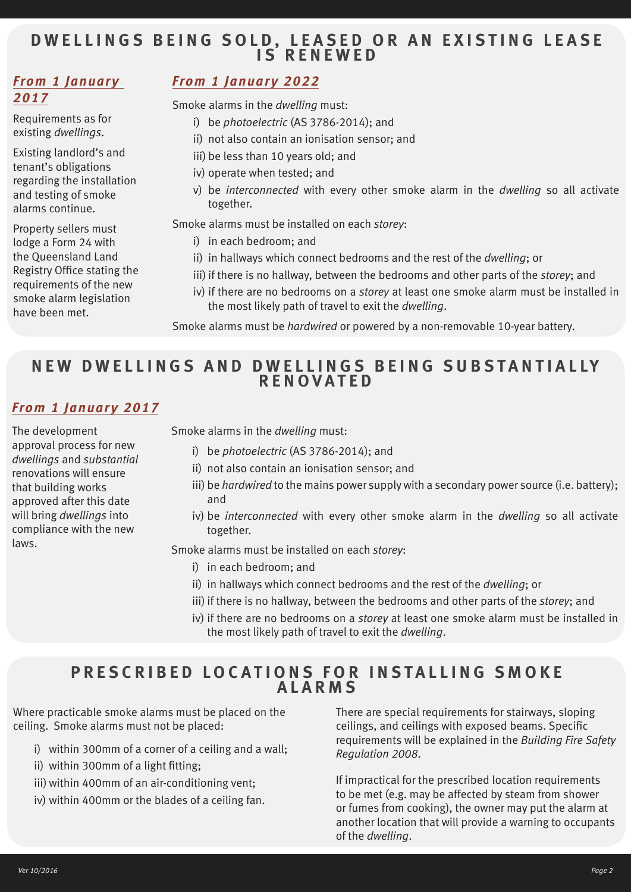## DWELLINGS BEING SOLD, LEASED OR AN EXISTING LEASE IS RENEWED

### *From 1 January 2017*

Requirements as for existing *dwellings*.

Existing landlord's and tenant's obligations regarding the installation and testing of smoke alarms continue.

Property sellers must lodge a Form 24 with the Queensland Land Registry Office stating the requirements of the new smoke alarm legislation have been met.

### *From 1 January 2022*

Smoke alarms in the *dwelling* must:

- i) be *photoelectric* (AS 3786-2014); and
- ii) not also contain an ionisation sensor; and
- iii) be less than 10 years old; and
- iv) operate when tested; and
- v) be *interconnected* with every other smoke alarm in the *dwelling* so all activate together.

Smoke alarms must be installed on each *storey*:

- i) in each bedroom; and
- ii) in hallways which connect bedrooms and the rest of the *dwelling*; or
- iii) if there is no hallway, between the bedrooms and other parts of the *storey*; and
- iv) if there are no bedrooms on a *storey* at least one smoke alarm must be installed in the most likely path of travel to exit the *dwelling*.

Smoke alarms must be *hardwired* or powered by a non-removable 10-year battery.

## NEW DWELLINGS AND DWELLINGS BEING SUBSTANTIALLY RENOVATED

### *From 1 January 2017*

The development approval process for new *dwellings* and *substantial* renovations will ensure that building works approved after this date will bring *dwellings* into compliance with the new laws.

Smoke alarms in the *dwelling* must:

- i) be *photoelectric* (AS 3786-2014); and
- ii) not also contain an ionisation sensor; and
- iii) be *hardwired* to the mains power supply with a secondary power source (i.e. battery); and
- iv) be *interconnected* with every other smoke alarm in the *dwelling* so all activate together.

Smoke alarms must be installed on each *storey*:

- i) in each bedroom; and
- ii) in hallways which connect bedrooms and the rest of the *dwelling*; or
- iii) if there is no hallway, between the bedrooms and other parts of the *storey*; and
- iv) if there are no bedrooms on a *storey* at least one smoke alarm must be installed in the most likely path of travel to exit the *dwelling*.

## PRESCRIBED LOCATIONS FOR INSTALLING SMOKE ALARMS

Where practicable smoke alarms must be placed on the ceiling. Smoke alarms must not be placed:

- i) within 300mm of a corner of a ceiling and a wall;
- ii) within 300mm of a light fitting;
- iii) within 400mm of an air-conditioning vent;
- iv) within 400mm or the blades of a ceiling fan.

There are special requirements for stairways, sloping ceilings, and ceilings with exposed beams. Specific requirements will be explained in the *Building Fire Safety Regulation 2008*.

If impractical for the prescribed location requirements to be met (e.g. may be affected by steam from shower or fumes from cooking), the owner may put the alarm at another location that will provide a warning to occupants of the *dwelling*.

*Ver 10/2016*